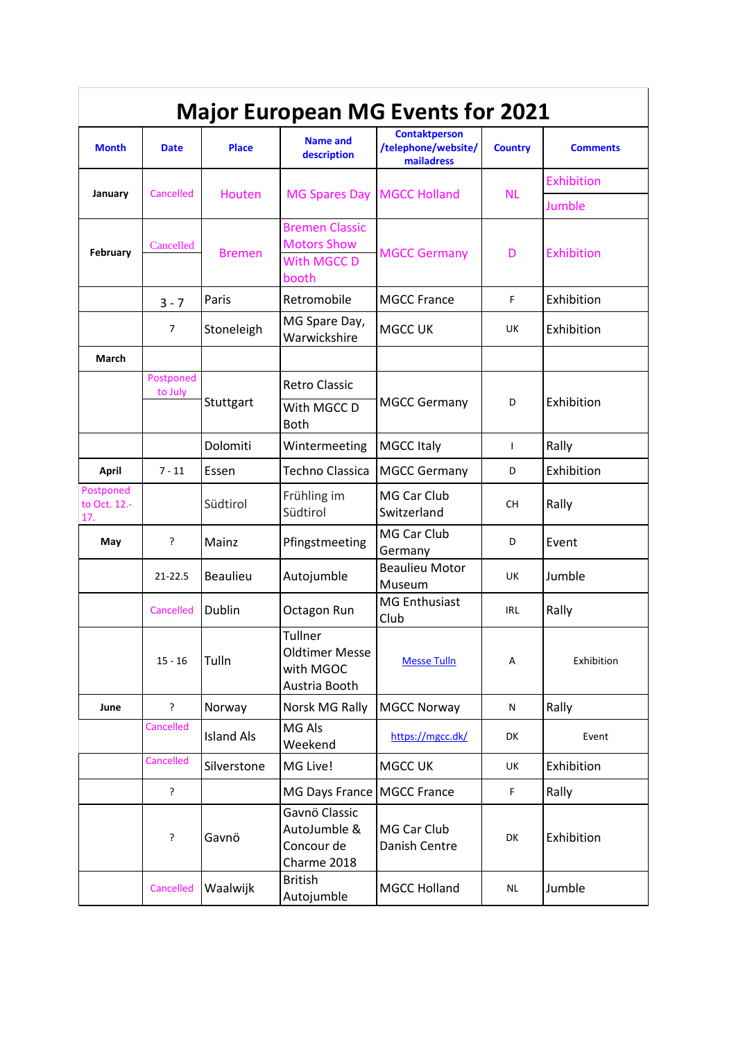# Major European MG Events for 2021

| Month | Date | Place | Name and description | Contaktperson /telephone/website/ mailadress | Country | Comments |
|---|---|---|---|---|---|---|
| January | Cancelled | Houten | MG Spares Day | MGCC Holland | NL | Exhibition<br>Jumble |
| February | Cancelled | Bremen | Bremen Classic Motors Show With MGCC D booth | MGCC Germany | D | Exhibition |
| | 3 - 7 | Paris | Retromobile | MGCC France | F | Exhibition |
| | 7 | Stoneleigh | MG Spare Day, Warwickshire | MGCC UK | UK | Exhibition |
| March | | | | | | |
| | Postponed to July | Stuttgart | Retro Classic<br>With MGCC D Both | MGCC Germany | D | Exhibition |
| | | Dolomiti | Wintermeeting | MGCC Italy | I | Rally |
| April | 7 - 11 | Essen | Techno Classica | MGCC Germany | D | Exhibition |
| Postponed to Oct. 12.-17. | | Südtirol | Frühling im Südtirol | MG Car Club Switzerland | CH | Rally |
| May | ? | Mainz | Pfingstmeeting | MG Car Club Germany | D | Event |
| | 21-22.5 | Beaulieu | Autojumble | Beaulieu Motor Museum | UK | Jumble |
| | Cancelled | Dublin | Octagon Run | MG Enthusiast Club | IRL | Rally |
| | 15 - 16 | Tulln | Tullner Oldtimer Messe with MGOC Austria Booth | Messe Tulln | A | Exhibition |
| June | ? | Norway | Norsk MG Rally | MGCC Norway | N | Rally |
| | Cancelled | Island Als | MG Als Weekend | https://mgcc.dk/ | DK | Event |
| | Cancelled | Silverstone | MG Live! | MGCC UK | UK | Exhibition |
| | ? | | MG Days France | MGCC France | F | Rally |
| | ? | Gavnö | Gavnö Classic AutoJumble & Concour de Charme 2018 | MG Car Club Danish Centre | DK | Exhibition |
| | Cancelled | Waalwijk | British Autojumble | MGCC Holland | NL | Jumble |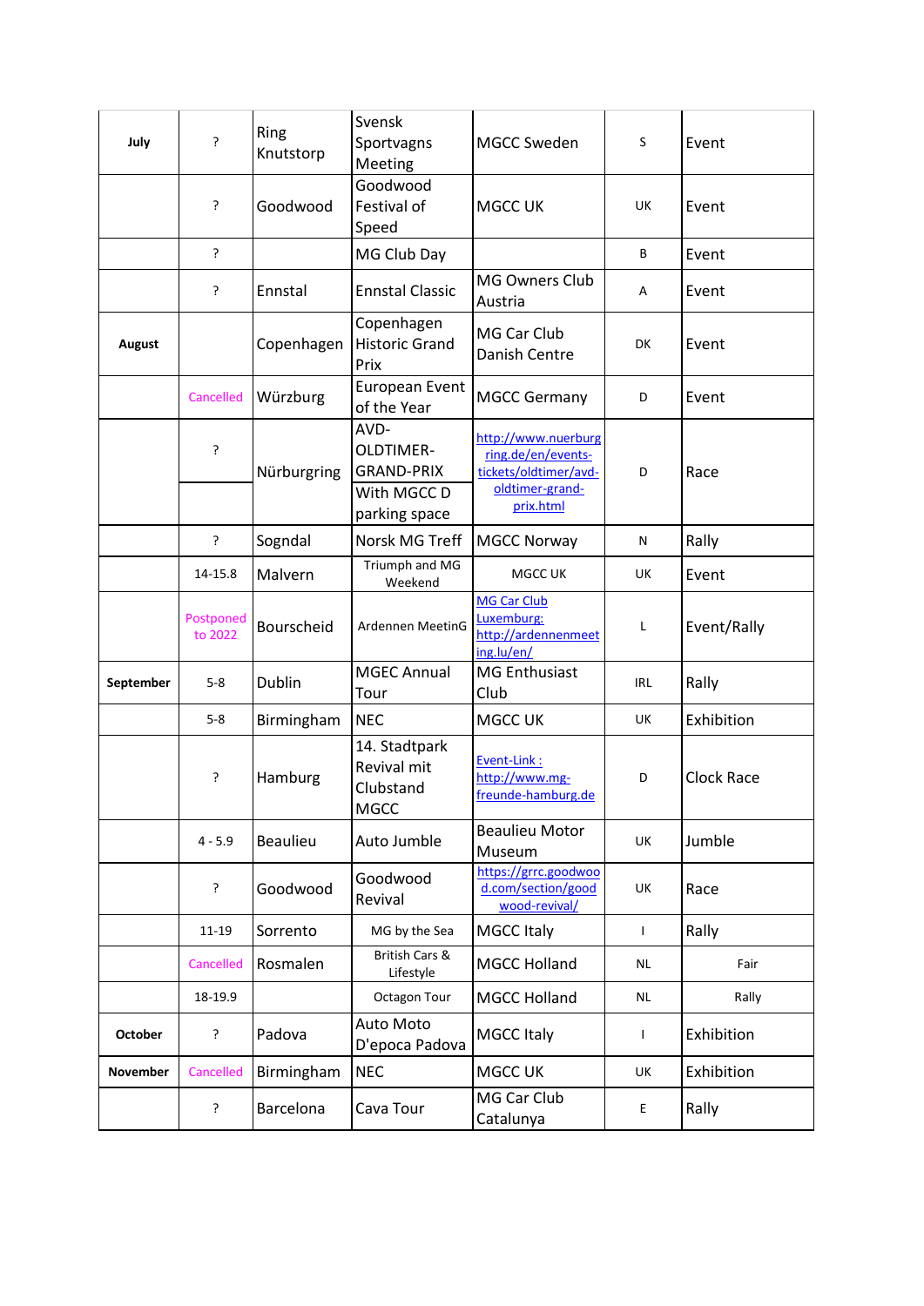| | | | | | | |
|---|---|---|---|---|---|---|
| **July** | ? | Ring Knutstorp | Svensk Sportvagns Meeting | MGCC Sweden | S | Event |
| | ? | Goodwood | Goodwood Festival of Speed | MGCC UK | UK | Event |
| | ? | | MG Club Day | | B | Event |
| | ? | Ennstal | Ennstal Classic | MG Owners Club Austria | A | Event |
| **August** | | Copenhagen | Copenhagen Historic Grand Prix | MG Car Club Danish Centre | DK | Event |
| | Cancelled | Würzburg | European Event of the Year | MGCC Germany | D | Event |
| | ? | Nürburgring | AVD-OLDTIMER-GRAND-PRIX With MGCC D parking space | http://www.nuerburgring.de/en/events-tickets/oldtimer/avd-oldtimer-grand-prix.html | D | Race |
| | ? | Sogndal | Norsk MG Treff | MGCC Norway | N | Rally |
| | 14-15.8 | Malvern | Triumph and MG Weekend | MGCC UK | UK | Event |
| | Postponed to 2022 | Bourscheid | Ardennen MeetinG | MG Car Club Luxemburg: http://ardennenmeeting.lu/en/ | L | Event/Rally |
| **September** | 5-8 | Dublin | MGEC Annual Tour | MG Enthusiast Club | IRL | Rally |
| | 5-8 | Birmingham | NEC | MGCC UK | UK | Exhibition |
| | ? | Hamburg | 14. Stadtpark Revival mit Clubstand MGCC | Event-Link : http://www.mg-freunde-hamburg.de | D | Clock Race |
| | 4 - 5.9 | Beaulieu | Auto Jumble | Beaulieu Motor Museum | UK | Jumble |
| | ? | Goodwood | Goodwood Revival | https://grrc.goodwood.com/section/goodwood-revival/ | UK | Race |
| | 11-19 | Sorrento | MG by the Sea | MGCC Italy | I | Rally |
| | Cancelled | Rosmalen | British Cars & Lifestyle | MGCC Holland | NL | Fair |
| | 18-19.9 | | Octagon Tour | MGCC Holland | NL | Rally |
| **October** | ? | Padova | Auto Moto D'epoca Padova | MGCC Italy | I | Exhibition |
| **November** | Cancelled | Birmingham | NEC | MGCC UK | UK | Exhibition |
| | ? | Barcelona | Cava Tour | MG Car Club Catalunya | E | Rally |